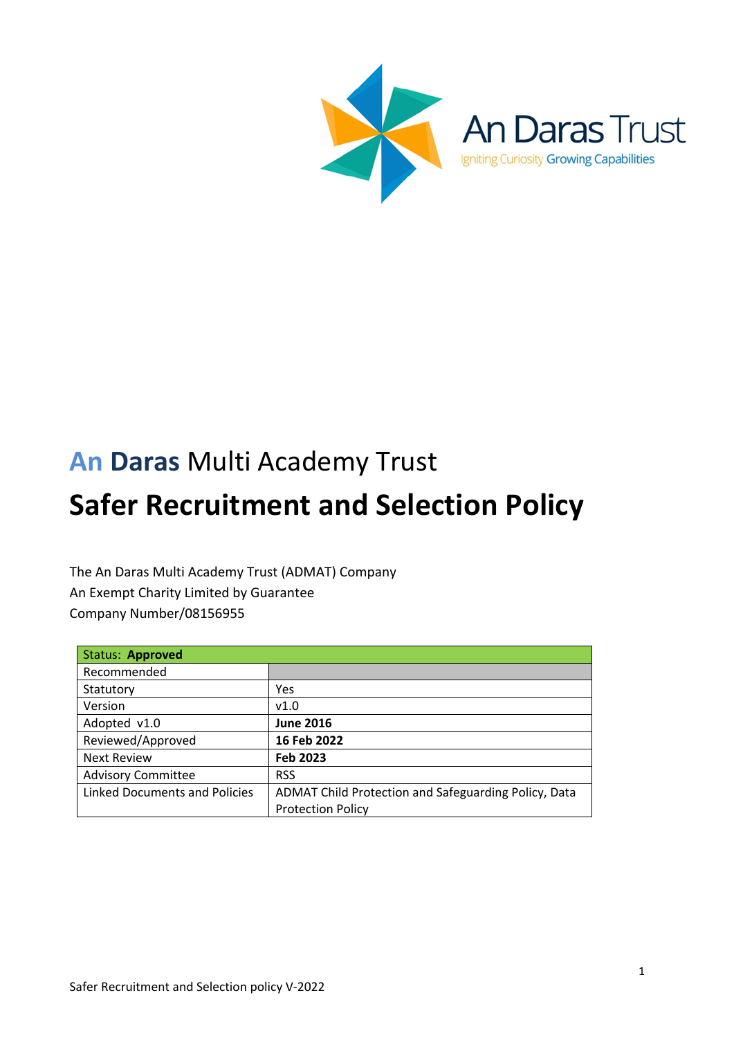An Daras Trust

Igniting Curiosity Growing Capabilities

# An Daras Multi Academy Trust

# Safer Recruitment and Selection Policy

The An Daras Multi Academy Trust (ADMAT) Company
An Exempt Charity Limited by Guarantee
Company Number/08156955

| Status: **Approved** | |
|---|---|
| Recommended | |
| Statutory | Yes |
| Version | v1.0 |
| Adopted v1.0 | **June 2016** |
| Reviewed/Approved | **16 Feb 2022** |
| Next Review | **Feb 2023** |
| Advisory Committee | RSS |
| Linked Documents and Policies | ADMAT Child Protection and Safeguarding Policy, Data Protection Policy |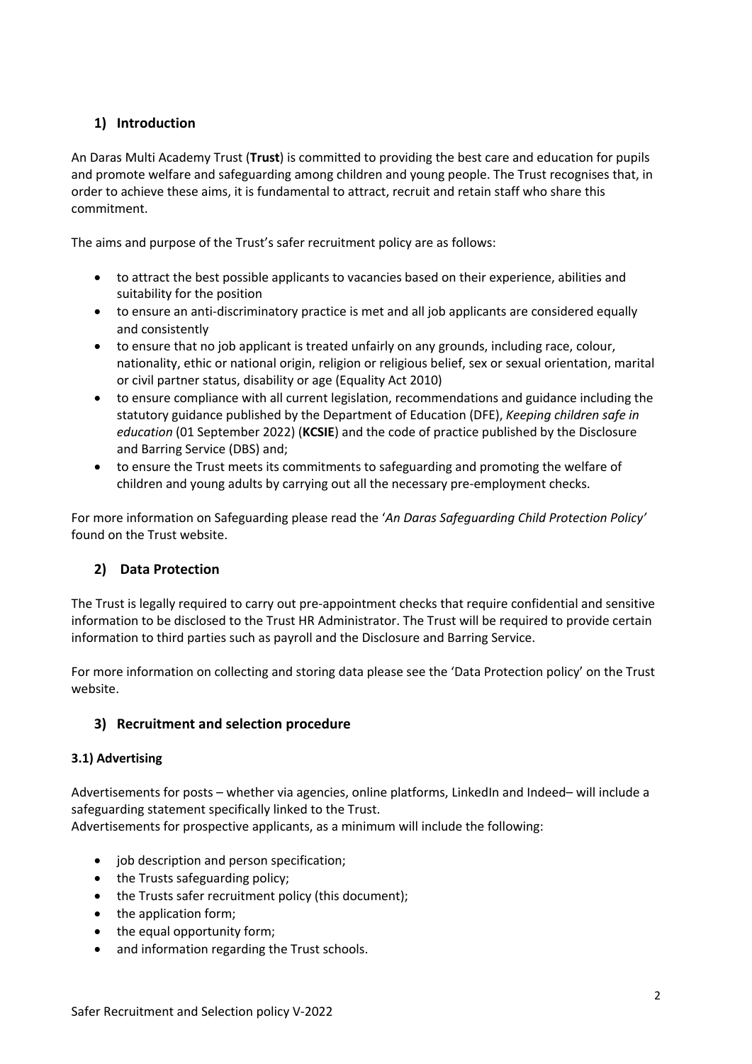## 1) Introduction

An Daras Multi Academy Trust (**Trust**) is committed to providing the best care and education for pupils and promote welfare and safeguarding among children and young people. The Trust recognises that, in order to achieve these aims, it is fundamental to attract, recruit and retain staff who share this commitment.

The aims and purpose of the Trust's safer recruitment policy are as follows:

- to attract the best possible applicants to vacancies based on their experience, abilities and suitability for the position
- to ensure an anti-discriminatory practice is met and all job applicants are considered equally and consistently
- to ensure that no job applicant is treated unfairly on any grounds, including race, colour, nationality, ethic or national origin, religion or religious belief, sex or sexual orientation, marital or civil partner status, disability or age (Equality Act 2010)
- to ensure compliance with all current legislation, recommendations and guidance including the statutory guidance published by the Department of Education (DFE), *Keeping children safe in education* (01 September 2022) (**KCSIE**) and the code of practice published by the Disclosure and Barring Service (DBS) and;
- to ensure the Trust meets its commitments to safeguarding and promoting the welfare of children and young adults by carrying out all the necessary pre-employment checks.

For more information on Safeguarding please read the '*An Daras Safeguarding Child Protection Policy'* found on the Trust website.

## 2) Data Protection

The Trust is legally required to carry out pre-appointment checks that require confidential and sensitive information to be disclosed to the Trust HR Administrator. The Trust will be required to provide certain information to third parties such as payroll and the Disclosure and Barring Service.

For more information on collecting and storing data please see the 'Data Protection policy' on the Trust website.

## 3) Recruitment and selection procedure

### 3.1) Advertising

Advertisements for posts – whether via agencies, online platforms, LinkedIn and Indeed– will include a safeguarding statement specifically linked to the Trust.
Advertisements for prospective applicants, as a minimum will include the following:

- job description and person specification;
- the Trusts safeguarding policy;
- the Trusts safer recruitment policy (this document);
- the application form;
- the equal opportunity form;
- and information regarding the Trust schools.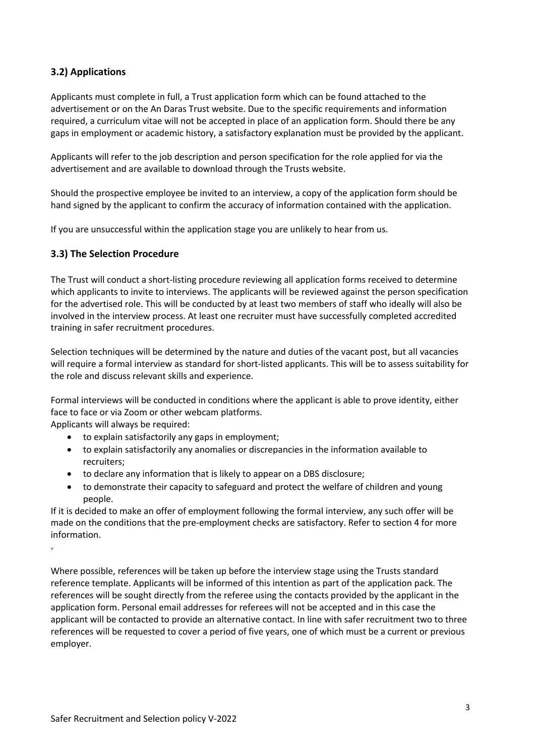## 3.2) Applications

Applicants must complete in full, a Trust application form which can be found attached to the advertisement or on the An Daras Trust website. Due to the specific requirements and information required, a curriculum vitae will not be accepted in place of an application form. Should there be any gaps in employment or academic history, a satisfactory explanation must be provided by the applicant.

Applicants will refer to the job description and person specification for the role applied for via the advertisement and are available to download through the Trusts website.

Should the prospective employee be invited to an interview, a copy of the application form should be hand signed by the applicant to confirm the accuracy of information contained with the application.

If you are unsuccessful within the application stage you are unlikely to hear from us.

## 3.3) The Selection Procedure

The Trust will conduct a short-listing procedure reviewing all application forms received to determine which applicants to invite to interviews. The applicants will be reviewed against the person specification for the advertised role. This will be conducted by at least two members of staff who ideally will also be involved in the interview process. At least one recruiter must have successfully completed accredited training in safer recruitment procedures.

Selection techniques will be determined by the nature and duties of the vacant post, but all vacancies will require a formal interview as standard for short-listed applicants. This will be to assess suitability for the role and discuss relevant skills and experience.

Formal interviews will be conducted in conditions where the applicant is able to prove identity, either face to face or via Zoom or other webcam platforms.
Applicants will always be required:

- to explain satisfactorily any gaps in employment;
- to explain satisfactorily any anomalies or discrepancies in the information available to recruiters;
- to declare any information that is likely to appear on a DBS disclosure;
- to demonstrate their capacity to safeguard and protect the welfare of children and young people.

If it is decided to make an offer of employment following the formal interview, any such offer will be made on the conditions that the pre-employment checks are satisfactory. Refer to section 4 for more information.

Where possible, references will be taken up before the interview stage using the Trusts standard reference template. Applicants will be informed of this intention as part of the application pack. The references will be sought directly from the referee using the contacts provided by the applicant in the application form. Personal email addresses for referees will not be accepted and in this case the applicant will be contacted to provide an alternative contact. In line with safer recruitment two to three references will be requested to cover a period of five years, one of which must be a current or previous employer.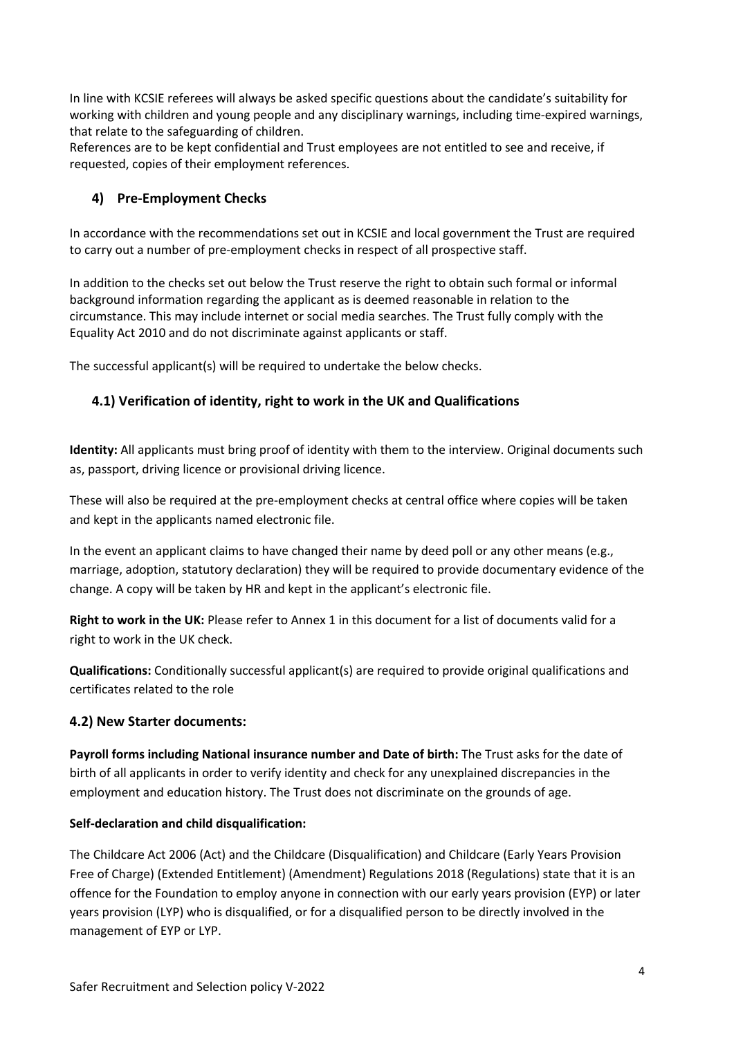In line with KCSIE referees will always be asked specific questions about the candidate's suitability for working with children and young people and any disciplinary warnings, including time-expired warnings, that relate to the safeguarding of children.
References are to be kept confidential and Trust employees are not entitled to see and receive, if requested, copies of their employment references.

## 4) Pre-Employment Checks

In accordance with the recommendations set out in KCSIE and local government the Trust are required to carry out a number of pre-employment checks in respect of all prospective staff.

In addition to the checks set out below the Trust reserve the right to obtain such formal or informal background information regarding the applicant as is deemed reasonable in relation to the circumstance. This may include internet or social media searches. The Trust fully comply with the Equality Act 2010 and do not discriminate against applicants or staff.

The successful applicant(s) will be required to undertake the below checks.

### 4.1) Verification of identity, right to work in the UK and Qualifications

**Identity:** All applicants must bring proof of identity with them to the interview. Original documents such as, passport, driving licence or provisional driving licence.

These will also be required at the pre-employment checks at central office where copies will be taken and kept in the applicants named electronic file.

In the event an applicant claims to have changed their name by deed poll or any other means (e.g., marriage, adoption, statutory declaration) they will be required to provide documentary evidence of the change. A copy will be taken by HR and kept in the applicant's electronic file.

**Right to work in the UK:** Please refer to Annex 1 in this document for a list of documents valid for a right to work in the UK check.

**Qualifications:** Conditionally successful applicant(s) are required to provide original qualifications and certificates related to the role

### 4.2) New Starter documents:

**Payroll forms including National insurance number and Date of birth:** The Trust asks for the date of birth of all applicants in order to verify identity and check for any unexplained discrepancies in the employment and education history. The Trust does not discriminate on the grounds of age.

**Self-declaration and child disqualification:**

The Childcare Act 2006 (Act) and the Childcare (Disqualification) and Childcare (Early Years Provision Free of Charge) (Extended Entitlement) (Amendment) Regulations 2018 (Regulations) state that it is an offence for the Foundation to employ anyone in connection with our early years provision (EYP) or later years provision (LYP) who is disqualified, or for a disqualified person to be directly involved in the management of EYP or LYP.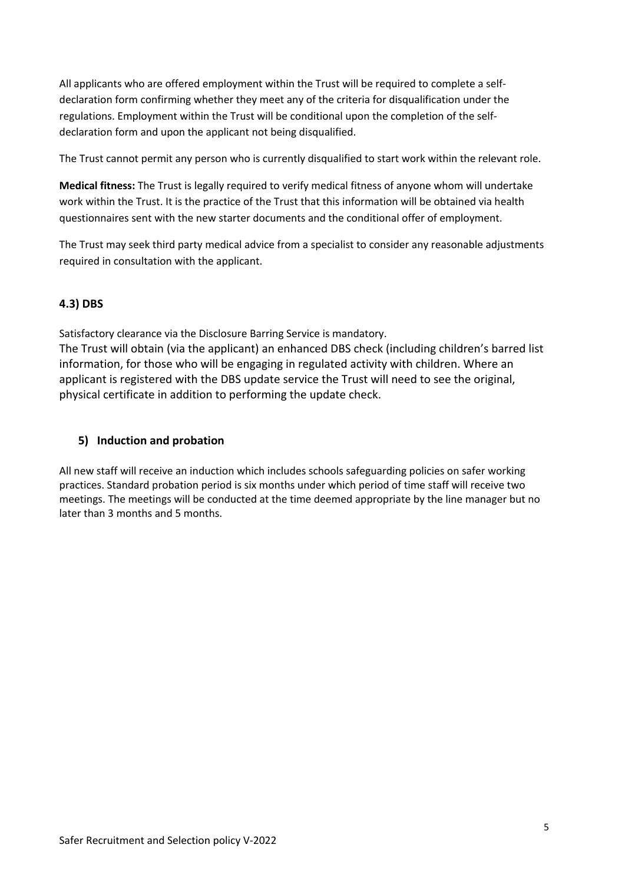All applicants who are offered employment within the Trust will be required to complete a self-declaration form confirming whether they meet any of the criteria for disqualification under the regulations. Employment within the Trust will be conditional upon the completion of the self-declaration form and upon the applicant not being disqualified.

The Trust cannot permit any person who is currently disqualified to start work within the relevant role.

**Medical fitness:** The Trust is legally required to verify medical fitness of anyone whom will undertake work within the Trust. It is the practice of the Trust that this information will be obtained via health questionnaires sent with the new starter documents and the conditional offer of employment.

The Trust may seek third party medical advice from a specialist to consider any reasonable adjustments required in consultation with the applicant.

### 4.3) DBS

Satisfactory clearance via the Disclosure Barring Service is mandatory.
The Trust will obtain (via the applicant) an enhanced DBS check (including children's barred list information, for those who will be engaging in regulated activity with children. Where an applicant is registered with the DBS update service the Trust will need to see the original, physical certificate in addition to performing the update check.

## 5) Induction and probation

All new staff will receive an induction which includes schools safeguarding policies on safer working practices. Standard probation period is six months under which period of time staff will receive two meetings. The meetings will be conducted at the time deemed appropriate by the line manager but no later than 3 months and 5 months.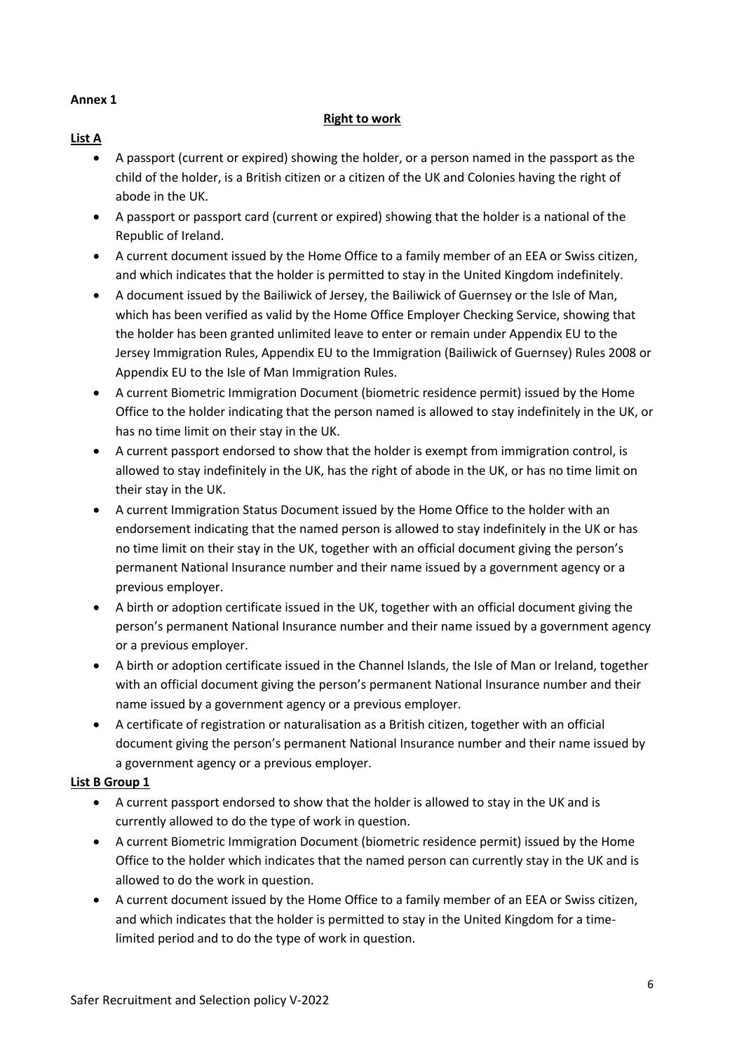**Annex 1**

**Right to work**

**List A**

- A passport (current or expired) showing the holder, or a person named in the passport as the child of the holder, is a British citizen or a citizen of the UK and Colonies having the right of abode in the UK.
- A passport or passport card (current or expired) showing that the holder is a national of the Republic of Ireland.
- A current document issued by the Home Office to a family member of an EEA or Swiss citizen, and which indicates that the holder is permitted to stay in the United Kingdom indefinitely.
- A document issued by the Bailiwick of Jersey, the Bailiwick of Guernsey or the Isle of Man, which has been verified as valid by the Home Office Employer Checking Service, showing that the holder has been granted unlimited leave to enter or remain under Appendix EU to the Jersey Immigration Rules, Appendix EU to the Immigration (Bailiwick of Guernsey) Rules 2008 or Appendix EU to the Isle of Man Immigration Rules.
- A current Biometric Immigration Document (biometric residence permit) issued by the Home Office to the holder indicating that the person named is allowed to stay indefinitely in the UK, or has no time limit on their stay in the UK.
- A current passport endorsed to show that the holder is exempt from immigration control, is allowed to stay indefinitely in the UK, has the right of abode in the UK, or has no time limit on their stay in the UK.
- A current Immigration Status Document issued by the Home Office to the holder with an endorsement indicating that the named person is allowed to stay indefinitely in the UK or has no time limit on their stay in the UK, together with an official document giving the person's permanent National Insurance number and their name issued by a government agency or a previous employer.
- A birth or adoption certificate issued in the UK, together with an official document giving the person's permanent National Insurance number and their name issued by a government agency or a previous employer.
- A birth or adoption certificate issued in the Channel Islands, the Isle of Man or Ireland, together with an official document giving the person's permanent National Insurance number and their name issued by a government agency or a previous employer.
- A certificate of registration or naturalisation as a British citizen, together with an official document giving the person's permanent National Insurance number and their name issued by a government agency or a previous employer.

**List B Group 1**

- A current passport endorsed to show that the holder is allowed to stay in the UK and is currently allowed to do the type of work in question.
- A current Biometric Immigration Document (biometric residence permit) issued by the Home Office to the holder which indicates that the named person can currently stay in the UK and is allowed to do the work in question.
- A current document issued by the Home Office to a family member of an EEA or Swiss citizen, and which indicates that the holder is permitted to stay in the United Kingdom for a time-limited period and to do the type of work in question.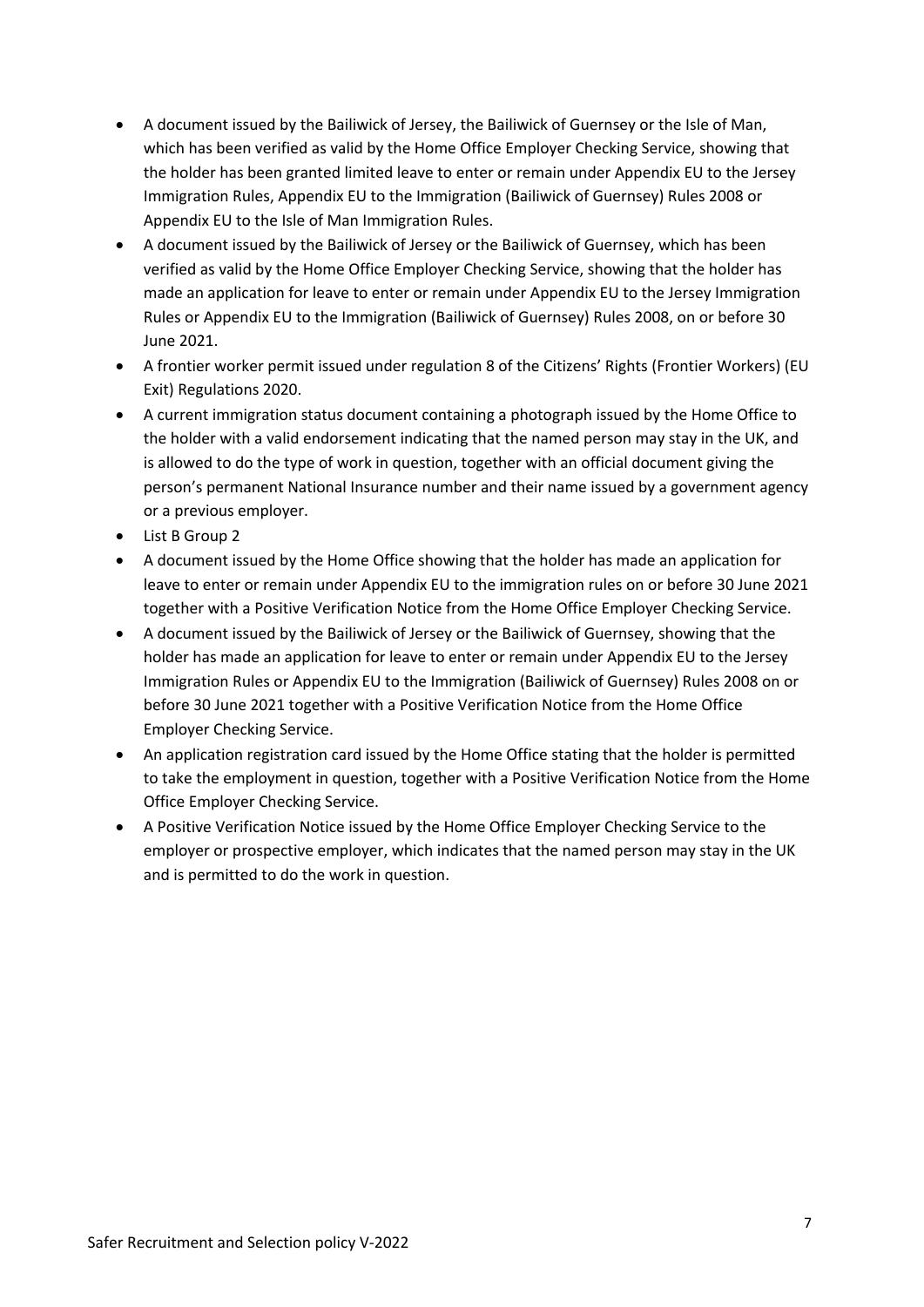- A document issued by the Bailiwick of Jersey, the Bailiwick of Guernsey or the Isle of Man, which has been verified as valid by the Home Office Employer Checking Service, showing that the holder has been granted limited leave to enter or remain under Appendix EU to the Jersey Immigration Rules, Appendix EU to the Immigration (Bailiwick of Guernsey) Rules 2008 or Appendix EU to the Isle of Man Immigration Rules.
- A document issued by the Bailiwick of Jersey or the Bailiwick of Guernsey, which has been verified as valid by the Home Office Employer Checking Service, showing that the holder has made an application for leave to enter or remain under Appendix EU to the Jersey Immigration Rules or Appendix EU to the Immigration (Bailiwick of Guernsey) Rules 2008, on or before 30 June 2021.
- A frontier worker permit issued under regulation 8 of the Citizens' Rights (Frontier Workers) (EU Exit) Regulations 2020.
- A current immigration status document containing a photograph issued by the Home Office to the holder with a valid endorsement indicating that the named person may stay in the UK, and is allowed to do the type of work in question, together with an official document giving the person's permanent National Insurance number and their name issued by a government agency or a previous employer.
- List B Group 2
- A document issued by the Home Office showing that the holder has made an application for leave to enter or remain under Appendix EU to the immigration rules on or before 30 June 2021 together with a Positive Verification Notice from the Home Office Employer Checking Service.
- A document issued by the Bailiwick of Jersey or the Bailiwick of Guernsey, showing that the holder has made an application for leave to enter or remain under Appendix EU to the Jersey Immigration Rules or Appendix EU to the Immigration (Bailiwick of Guernsey) Rules 2008 on or before 30 June 2021 together with a Positive Verification Notice from the Home Office Employer Checking Service.
- An application registration card issued by the Home Office stating that the holder is permitted to take the employment in question, together with a Positive Verification Notice from the Home Office Employer Checking Service.
- A Positive Verification Notice issued by the Home Office Employer Checking Service to the employer or prospective employer, which indicates that the named person may stay in the UK and is permitted to do the work in question.